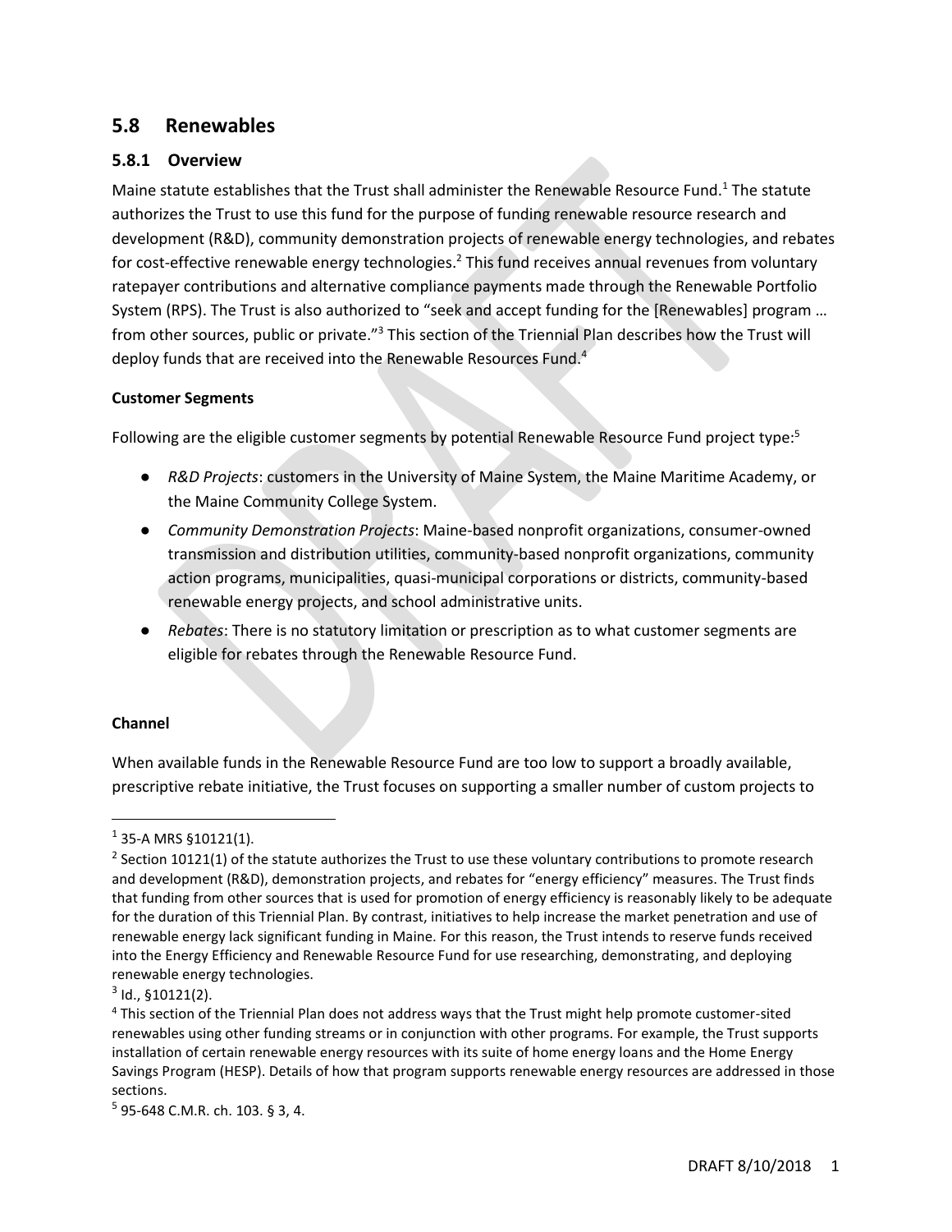## 5.8 Renewables

### 5.8.1 Overview

Maine statute establishes that the Trust shall administer the Renewable Resource Fund.[1] The statute authorizes the Trust to use this fund for the purpose of funding renewable resource research and development (R&D), community demonstration projects of renewable energy technologies, and rebates for cost-effective renewable energy technologies.[2] This fund receives annual revenues from voluntary ratepayer contributions and alternative compliance payments made through the Renewable Portfolio System (RPS). The Trust is also authorized to "seek and accept funding for the [Renewables] program … from other sources, public or private."[3] This section of the Triennial Plan describes how the Trust will deploy funds that are received into the Renewable Resources Fund.[4]

**Customer Segments**

Following are the eligible customer segments by potential Renewable Resource Fund project type:[5]

- *R&D Projects*: customers in the University of Maine System, the Maine Maritime Academy, or the Maine Community College System.
- *Community Demonstration Projects*: Maine-based nonprofit organizations, consumer-owned transmission and distribution utilities, community-based nonprofit organizations, community action programs, municipalities, quasi-municipal corporations or districts, community-based renewable energy projects, and school administrative units.
- *Rebates*: There is no statutory limitation or prescription as to what customer segments are eligible for rebates through the Renewable Resource Fund.

**Channel**

When available funds in the Renewable Resource Fund are too low to support a broadly available, prescriptive rebate initiative, the Trust focuses on supporting a smaller number of custom projects to

---

[1] 35-A MRS §10121(1).

[2] Section 10121(1) of the statute authorizes the Trust to use these voluntary contributions to promote research and development (R&D), demonstration projects, and rebates for "energy efficiency" measures. The Trust finds that funding from other sources that is used for promotion of energy efficiency is reasonably likely to be adequate for the duration of this Triennial Plan. By contrast, initiatives to help increase the market penetration and use of renewable energy lack significant funding in Maine. For this reason, the Trust intends to reserve funds received into the Energy Efficiency and Renewable Resource Fund for use researching, demonstrating, and deploying renewable energy technologies.

[3] Id., §10121(2).

[4] This section of the Triennial Plan does not address ways that the Trust might help promote customer-sited renewables using other funding streams or in conjunction with other programs. For example, the Trust supports installation of certain renewable energy resources with its suite of home energy loans and the Home Energy Savings Program (HESP). Details of how that program supports renewable energy resources are addressed in those sections.

[5] 95-648 C.M.R. ch. 103. § 3, 4.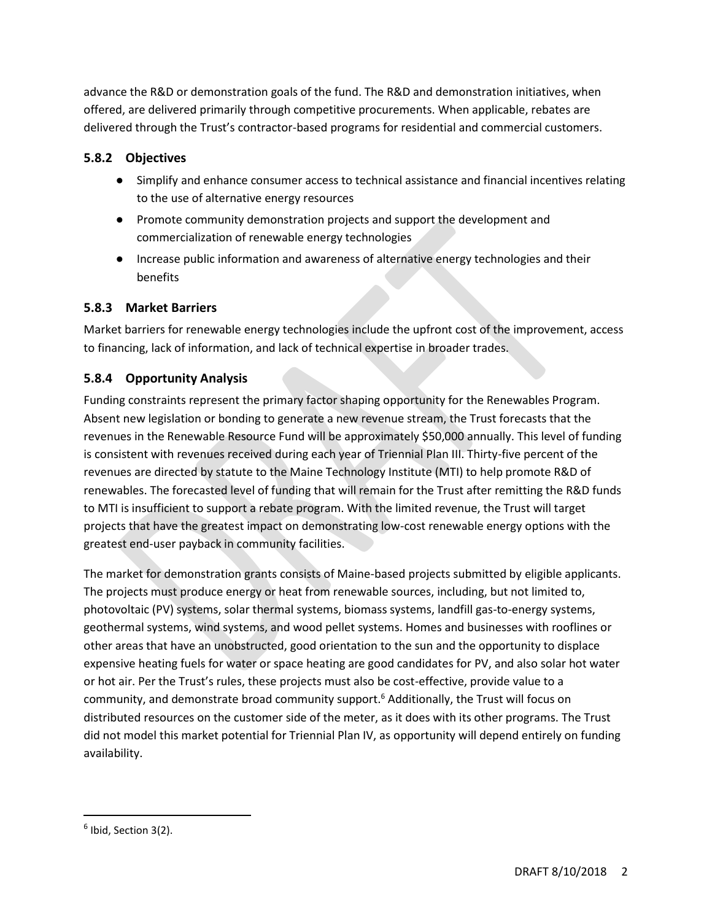advance the R&D or demonstration goals of the fund. The R&D and demonstration initiatives, when offered, are delivered primarily through competitive procurements. When applicable, rebates are delivered through the Trust's contractor-based programs for residential and commercial customers.

### 5.8.2 Objectives

- Simplify and enhance consumer access to technical assistance and financial incentives relating to the use of alternative energy resources
- Promote community demonstration projects and support the development and commercialization of renewable energy technologies
- Increase public information and awareness of alternative energy technologies and their benefits

### 5.8.3 Market Barriers

Market barriers for renewable energy technologies include the upfront cost of the improvement, access to financing, lack of information, and lack of technical expertise in broader trades.

### 5.8.4 Opportunity Analysis

Funding constraints represent the primary factor shaping opportunity for the Renewables Program. Absent new legislation or bonding to generate a new revenue stream, the Trust forecasts that the revenues in the Renewable Resource Fund will be approximately $50,000 annually. This level of funding is consistent with revenues received during each year of Triennial Plan III. Thirty-five percent of the revenues are directed by statute to the Maine Technology Institute (MTI) to help promote R&D of renewables. The forecasted level of funding that will remain for the Trust after remitting the R&D funds to MTI is insufficient to support a rebate program. With the limited revenue, the Trust will target projects that have the greatest impact on demonstrating low-cost renewable energy options with the greatest end-user payback in community facilities.

The market for demonstration grants consists of Maine-based projects submitted by eligible applicants. The projects must produce energy or heat from renewable sources, including, but not limited to, photovoltaic (PV) systems, solar thermal systems, biomass systems, landfill gas-to-energy systems, geothermal systems, wind systems, and wood pellet systems. Homes and businesses with rooflines or other areas that have an unobstructed, good orientation to the sun and the opportunity to displace expensive heating fuels for water or space heating are good candidates for PV, and also solar hot water or hot air. Per the Trust's rules, these projects must also be cost-effective, provide value to a community, and demonstrate broad community support.[6] Additionally, the Trust will focus on distributed resources on the customer side of the meter, as it does with its other programs. The Trust did not model this market potential for Triennial Plan IV, as opportunity will depend entirely on funding availability.

[6] Ibid, Section 3(2).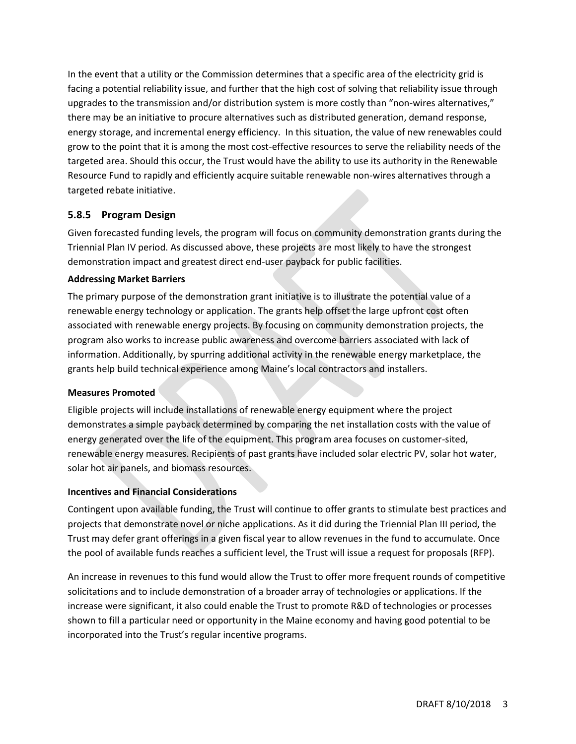In the event that a utility or the Commission determines that a specific area of the electricity grid is facing a potential reliability issue, and further that the high cost of solving that reliability issue through upgrades to the transmission and/or distribution system is more costly than "non-wires alternatives," there may be an initiative to procure alternatives such as distributed generation, demand response, energy storage, and incremental energy efficiency. In this situation, the value of new renewables could grow to the point that it is among the most cost-effective resources to serve the reliability needs of the targeted area. Should this occur, the Trust would have the ability to use its authority in the Renewable Resource Fund to rapidly and efficiently acquire suitable renewable non-wires alternatives through a targeted rebate initiative.

### 5.8.5 Program Design

Given forecasted funding levels, the program will focus on community demonstration grants during the Triennial Plan IV period. As discussed above, these projects are most likely to have the strongest demonstration impact and greatest direct end-user payback for public facilities.

**Addressing Market Barriers**

The primary purpose of the demonstration grant initiative is to illustrate the potential value of a renewable energy technology or application. The grants help offset the large upfront cost often associated with renewable energy projects. By focusing on community demonstration projects, the program also works to increase public awareness and overcome barriers associated with lack of information. Additionally, by spurring additional activity in the renewable energy marketplace, the grants help build technical experience among Maine's local contractors and installers.

**Measures Promoted**

Eligible projects will include installations of renewable energy equipment where the project demonstrates a simple payback determined by comparing the net installation costs with the value of energy generated over the life of the equipment. This program area focuses on customer-sited, renewable energy measures. Recipients of past grants have included solar electric PV, solar hot water, solar hot air panels, and biomass resources.

**Incentives and Financial Considerations**

Contingent upon available funding, the Trust will continue to offer grants to stimulate best practices and projects that demonstrate novel or niche applications. As it did during the Triennial Plan III period, the Trust may defer grant offerings in a given fiscal year to allow revenues in the fund to accumulate. Once the pool of available funds reaches a sufficient level, the Trust will issue a request for proposals (RFP).

An increase in revenues to this fund would allow the Trust to offer more frequent rounds of competitive solicitations and to include demonstration of a broader array of technologies or applications. If the increase were significant, it also could enable the Trust to promote R&D of technologies or processes shown to fill a particular need or opportunity in the Maine economy and having good potential to be incorporated into the Trust's regular incentive programs.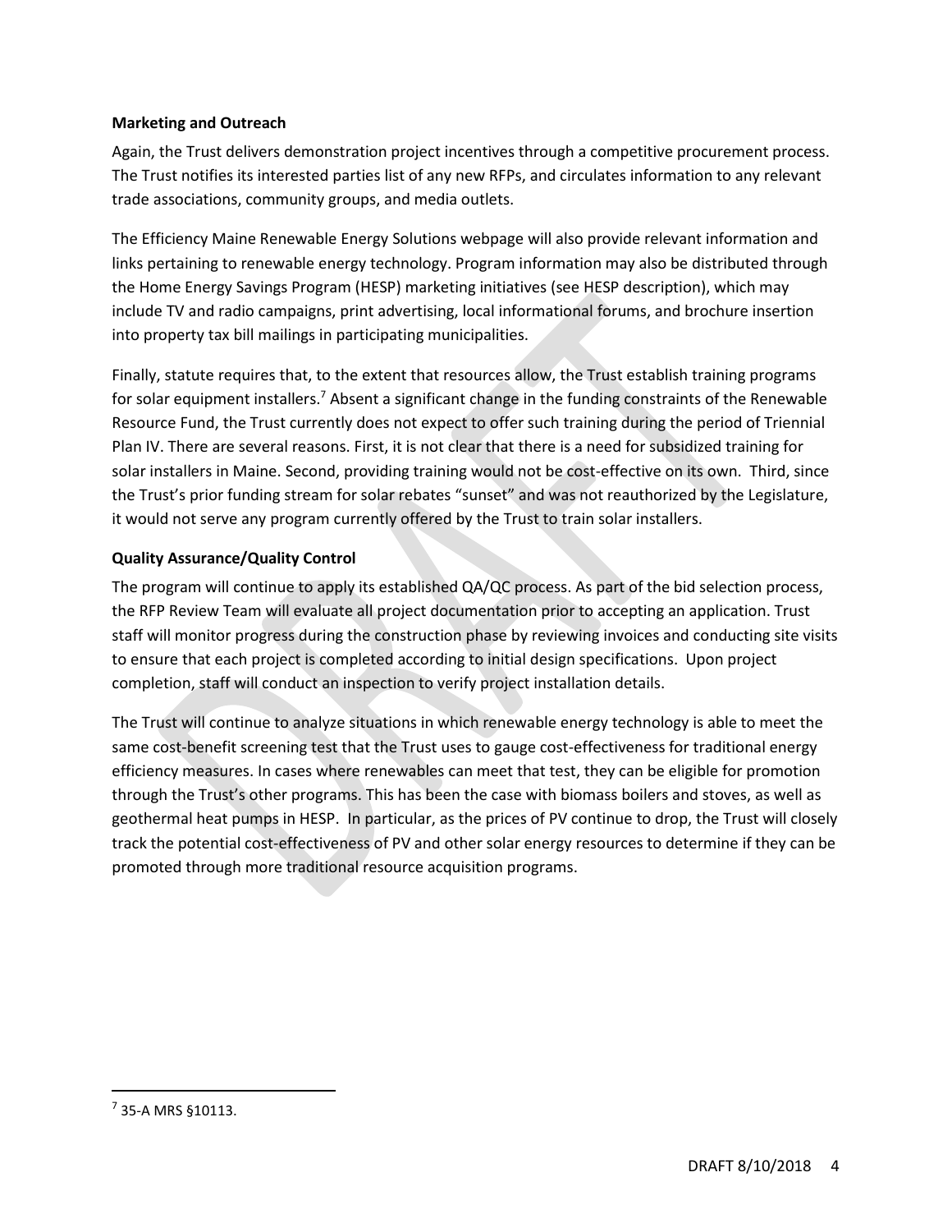**Marketing and Outreach**

Again, the Trust delivers demonstration project incentives through a competitive procurement process. The Trust notifies its interested parties list of any new RFPs, and circulates information to any relevant trade associations, community groups, and media outlets.

The Efficiency Maine Renewable Energy Solutions webpage will also provide relevant information and links pertaining to renewable energy technology. Program information may also be distributed through the Home Energy Savings Program (HESP) marketing initiatives (see HESP description), which may include TV and radio campaigns, print advertising, local informational forums, and brochure insertion into property tax bill mailings in participating municipalities.

Finally, statute requires that, to the extent that resources allow, the Trust establish training programs for solar equipment installers.[7] Absent a significant change in the funding constraints of the Renewable Resource Fund, the Trust currently does not expect to offer such training during the period of Triennial Plan IV. There are several reasons. First, it is not clear that there is a need for subsidized training for solar installers in Maine. Second, providing training would not be cost-effective on its own. Third, since the Trust's prior funding stream for solar rebates "sunset" and was not reauthorized by the Legislature, it would not serve any program currently offered by the Trust to train solar installers.

**Quality Assurance/Quality Control**

The program will continue to apply its established QA/QC process. As part of the bid selection process, the RFP Review Team will evaluate all project documentation prior to accepting an application. Trust staff will monitor progress during the construction phase by reviewing invoices and conducting site visits to ensure that each project is completed according to initial design specifications. Upon project completion, staff will conduct an inspection to verify project installation details.

The Trust will continue to analyze situations in which renewable energy technology is able to meet the same cost-benefit screening test that the Trust uses to gauge cost-effectiveness for traditional energy efficiency measures. In cases where renewables can meet that test, they can be eligible for promotion through the Trust's other programs. This has been the case with biomass boilers and stoves, as well as geothermal heat pumps in HESP. In particular, as the prices of PV continue to drop, the Trust will closely track the potential cost-effectiveness of PV and other solar energy resources to determine if they can be promoted through more traditional resource acquisition programs.

[7] 35-A MRS §10113.